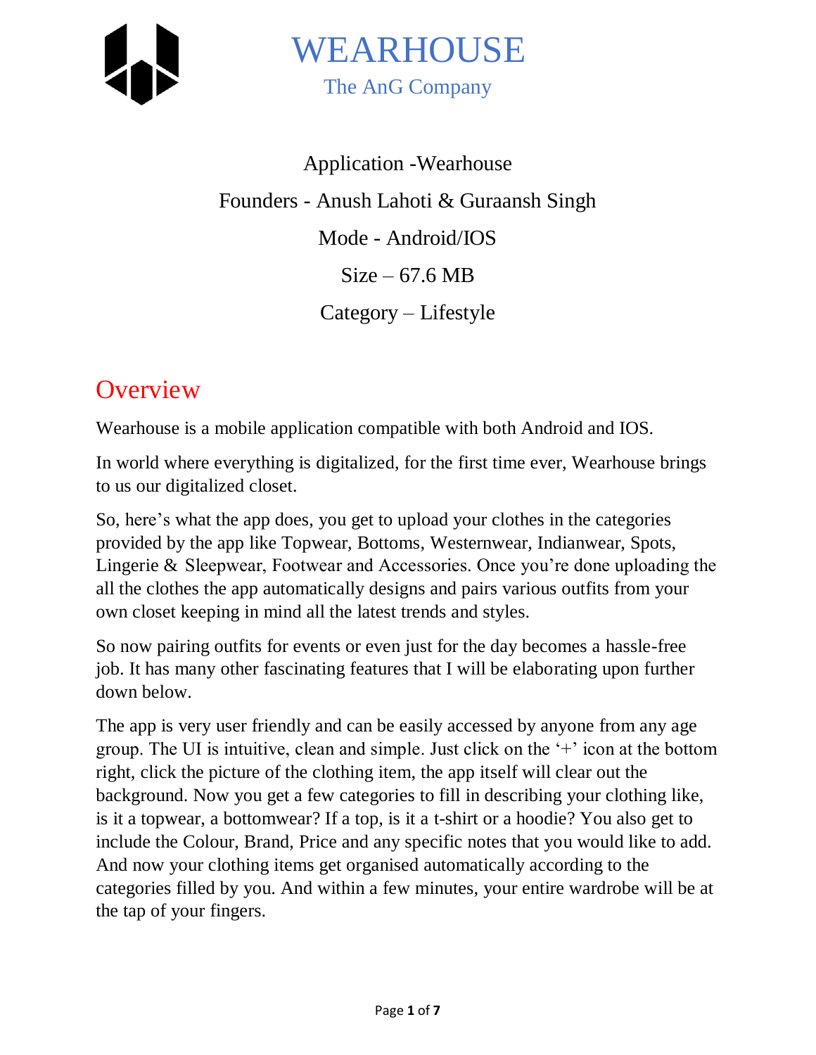# WEARHOUSE

The AnG Company

Application -Wearhouse

Founders - Anush Lahoti & Guraansh Singh

Mode - Android/IOS

Size – 67.6 MB

Category – Lifestyle

## Overview

Wearhouse is a mobile application compatible with both Android and IOS.

In world where everything is digitalized, for the first time ever, Wearhouse brings to us our digitalized closet.

So, here's what the app does, you get to upload your clothes in the categories provided by the app like Topwear, Bottoms, Westernwear, Indianwear, Spots, Lingerie & Sleepwear, Footwear and Accessories. Once you're done uploading the all the clothes the app automatically designs and pairs various outfits from your own closet keeping in mind all the latest trends and styles.

So now pairing outfits for events or even just for the day becomes a hassle-free job. It has many other fascinating features that I will be elaborating upon further down below.

The app is very user friendly and can be easily accessed by anyone from any age group. The UI is intuitive, clean and simple. Just click on the '+' icon at the bottom right, click the picture of the clothing item, the app itself will clear out the background. Now you get a few categories to fill in describing your clothing like, is it a topwear, a bottomwear? If a top, is it a t-shirt or a hoodie? You also get to include the Colour, Brand, Price and any specific notes that you would like to add. And now your clothing items get organised automatically according to the categories filled by you. And within a few minutes, your entire wardrobe will be at the tap of your fingers.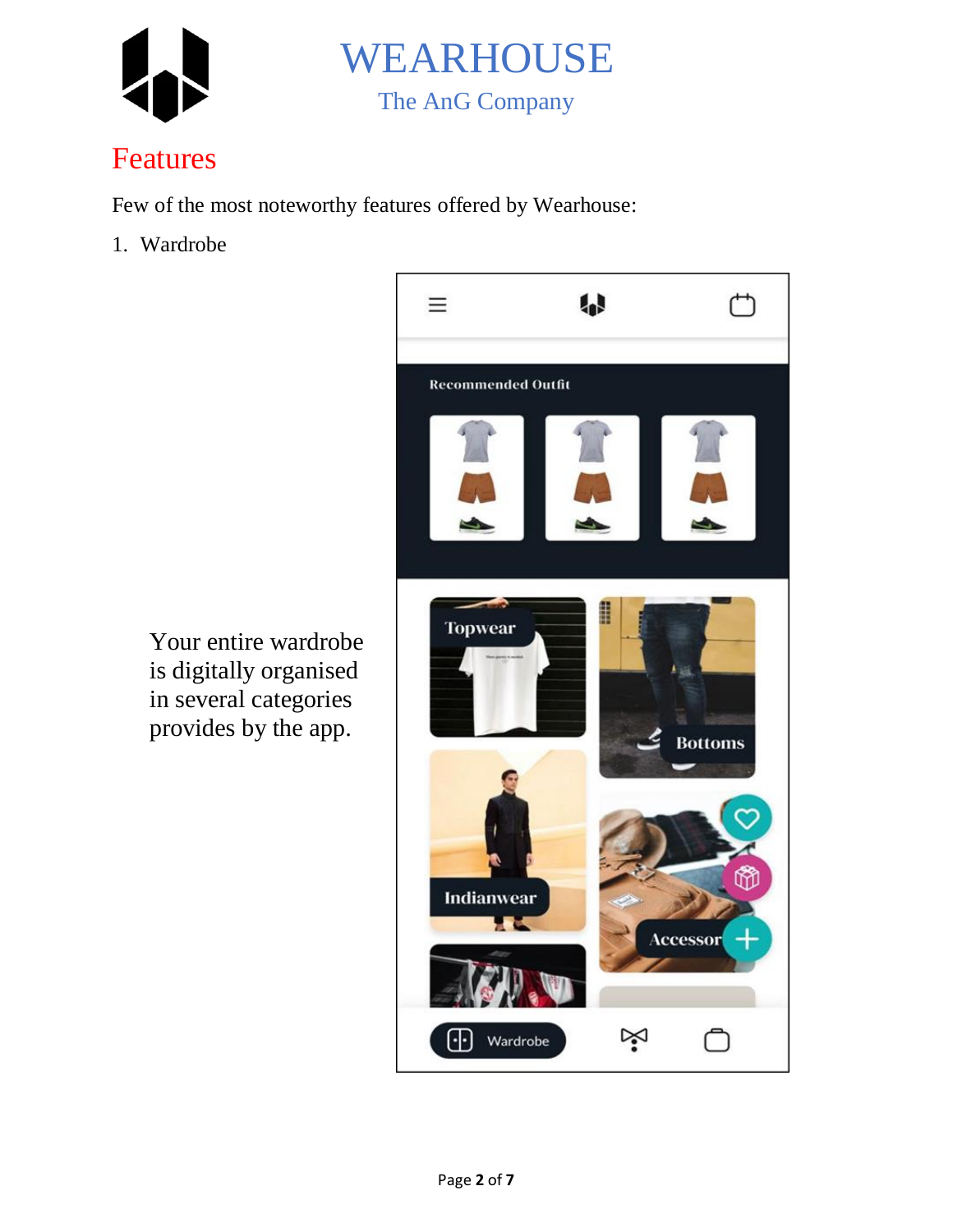# WEARHOUSE

The AnG Company

## Features

Few of the most noteworthy features offered by Wearhouse:

1. Wardrobe

Your entire wardrobe is digitally organised in several categories provides by the app.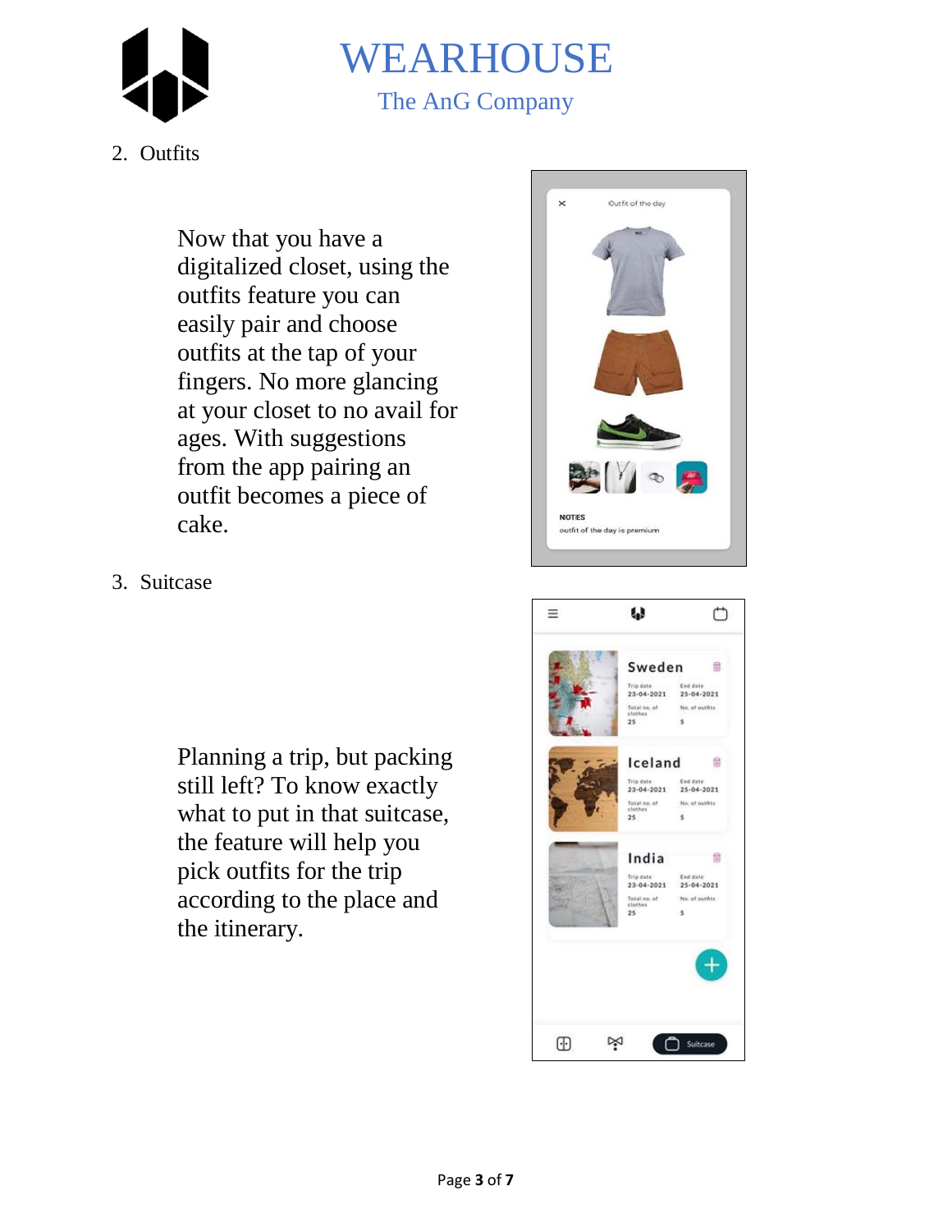2. Outfits

Now that you have a digitalized closet, using the outfits feature you can easily pair and choose outfits at the tap of your fingers. No more glancing at your closet to no avail for ages. With suggestions from the app pairing an outfit becomes a piece of cake.

3. Suitcase

Planning a trip, but packing still left? To know exactly what to put in that suitcase, the feature will help you pick outfits for the trip according to the place and the itinerary.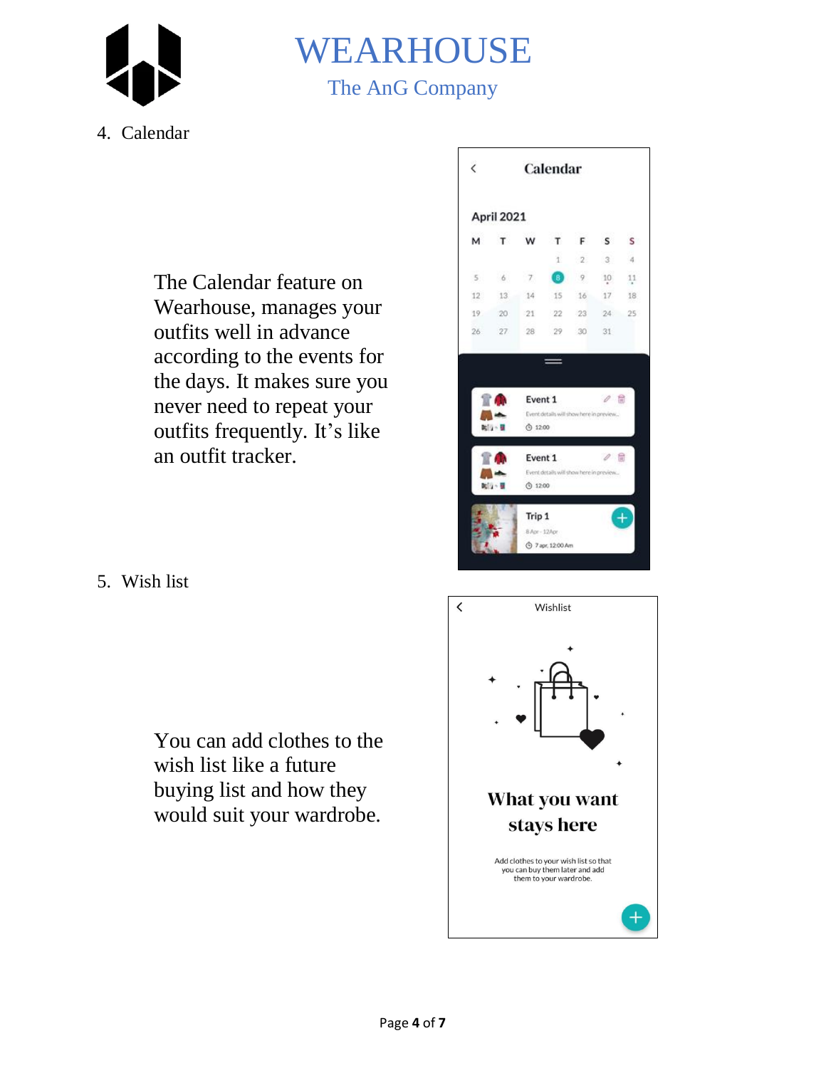4. Calendar

The Calendar feature on Wearhouse, manages your outfits well in advance according to the events for the days. It makes sure you never need to repeat your outfits frequently. It's like an outfit tracker.

5. Wish list

You can add clothes to the wish list like a future buying list and how they would suit your wardrobe.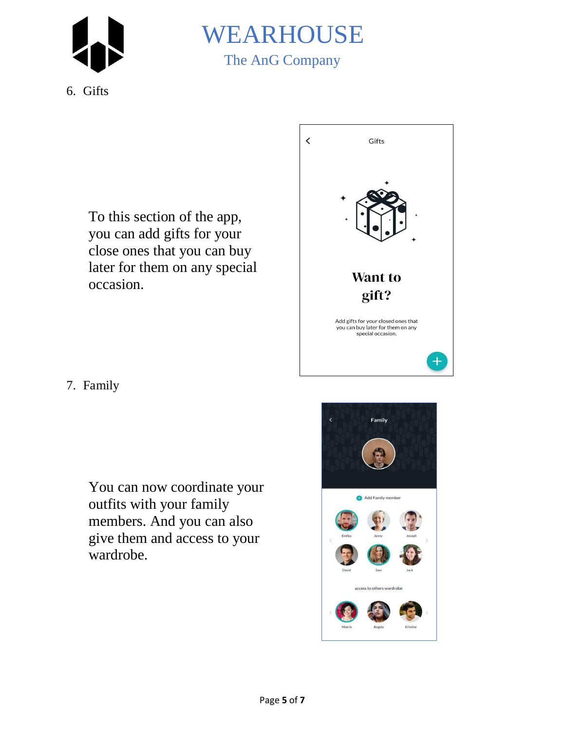6. Gifts

To this section of the app, you can add gifts for your close ones that you can buy later for them on any special occasion.

7. Family

You can now coordinate your outfits with your family members. And you can also give them and access to your wardrobe.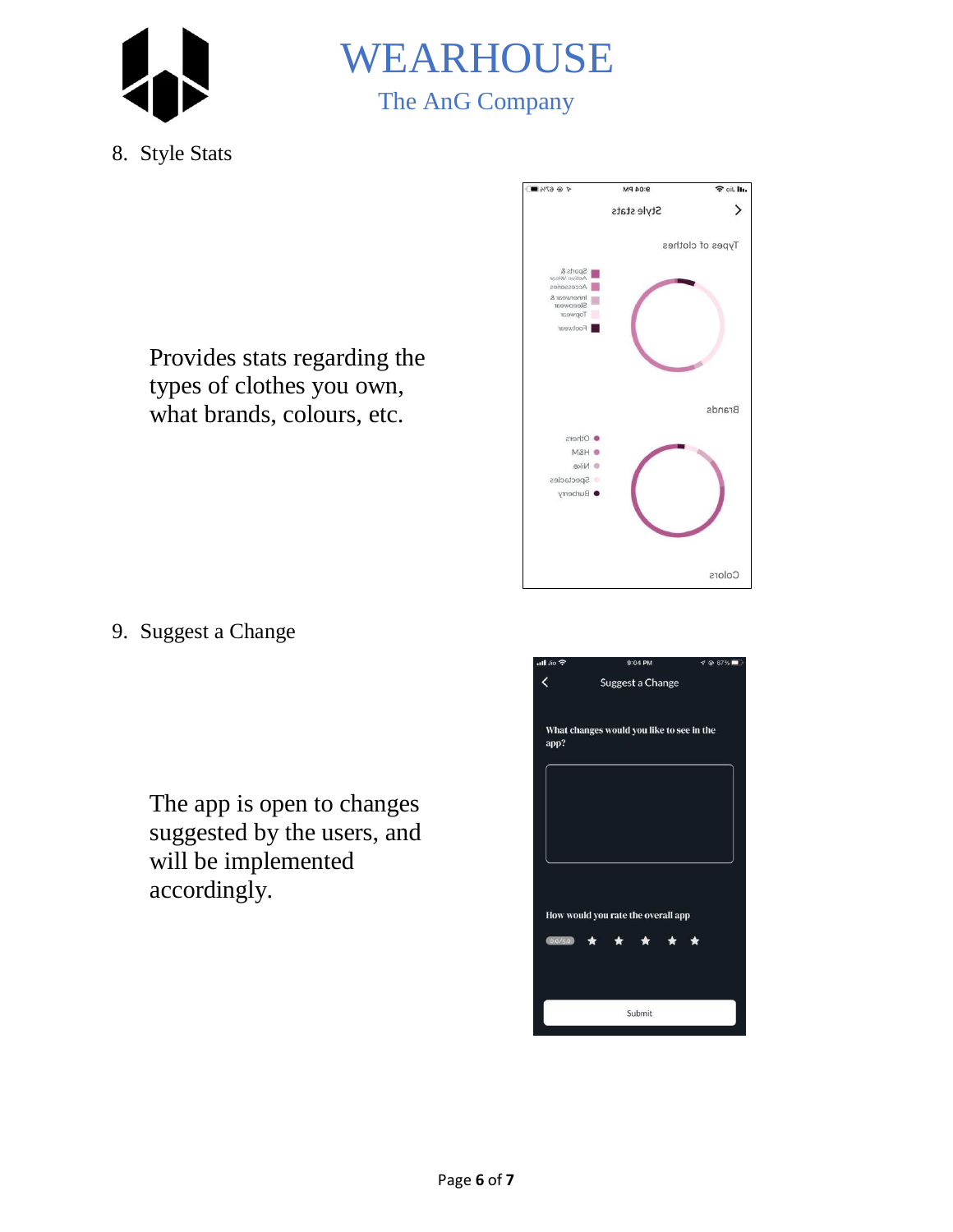8. Style Stats

Provides stats regarding the types of clothes you own, what brands, colours, etc.

9. Suggest a Change

The app is open to changes suggested by the users, and will be implemented accordingly.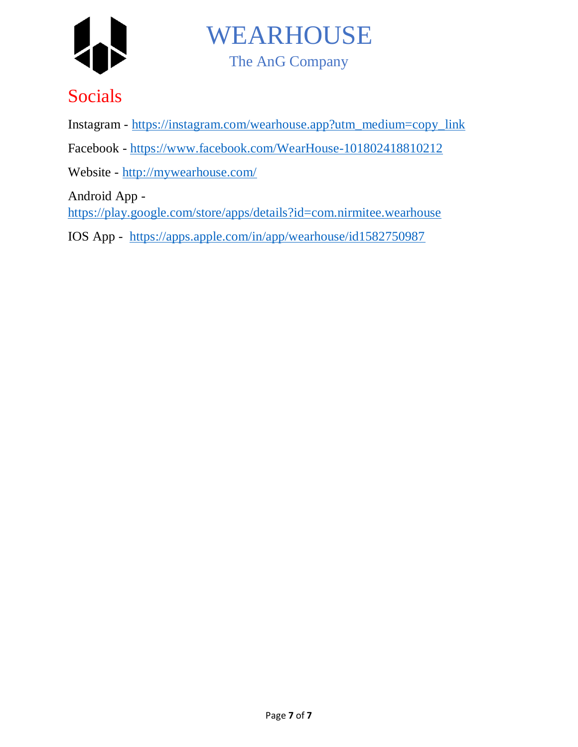# WEARHOUSE

The AnG Company

## Socials

Instagram - https://instagram.com/wearhouse.app?utm_medium=copy_link

Facebook - https://www.facebook.com/WearHouse-101802418810212

Website - http://mywearhouse.com/

Android App - https://play.google.com/store/apps/details?id=com.nirmitee.wearhouse

IOS App - https://apps.apple.com/in/app/wearhouse/id1582750987